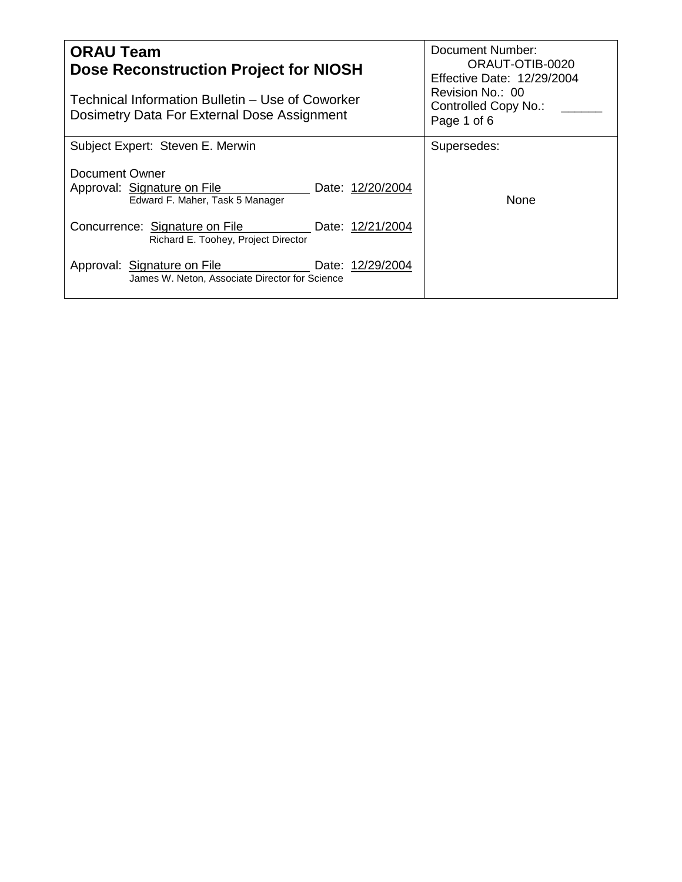| **ORAU Team**<br>**Dose Reconstruction Project for NIOSH**<br><br>Technical Information Bulletin – Use of Coworker Dosimetry Data For External Dose Assignment | Document Number: ORAUT-OTIB-0020<br>Effective Date: 12/29/2004<br>Revision No.: 00<br>Controlled Copy No.: ______<br>Page 1 of 6 |
|---|---|
| Subject Expert: Steven E. Merwin<br><br>Document Owner<br>Approval: Signature on File Date: 12/20/2004<br>Edward F. Maher, Task 5 Manager<br><br>Concurrence: Signature on File Date: 12/21/2004<br>Richard E. Toohey, Project Director<br><br>Approval: Signature on File Date: 12/29/2004<br>James W. Neton, Associate Director for Science | Supersedes:<br><br>None |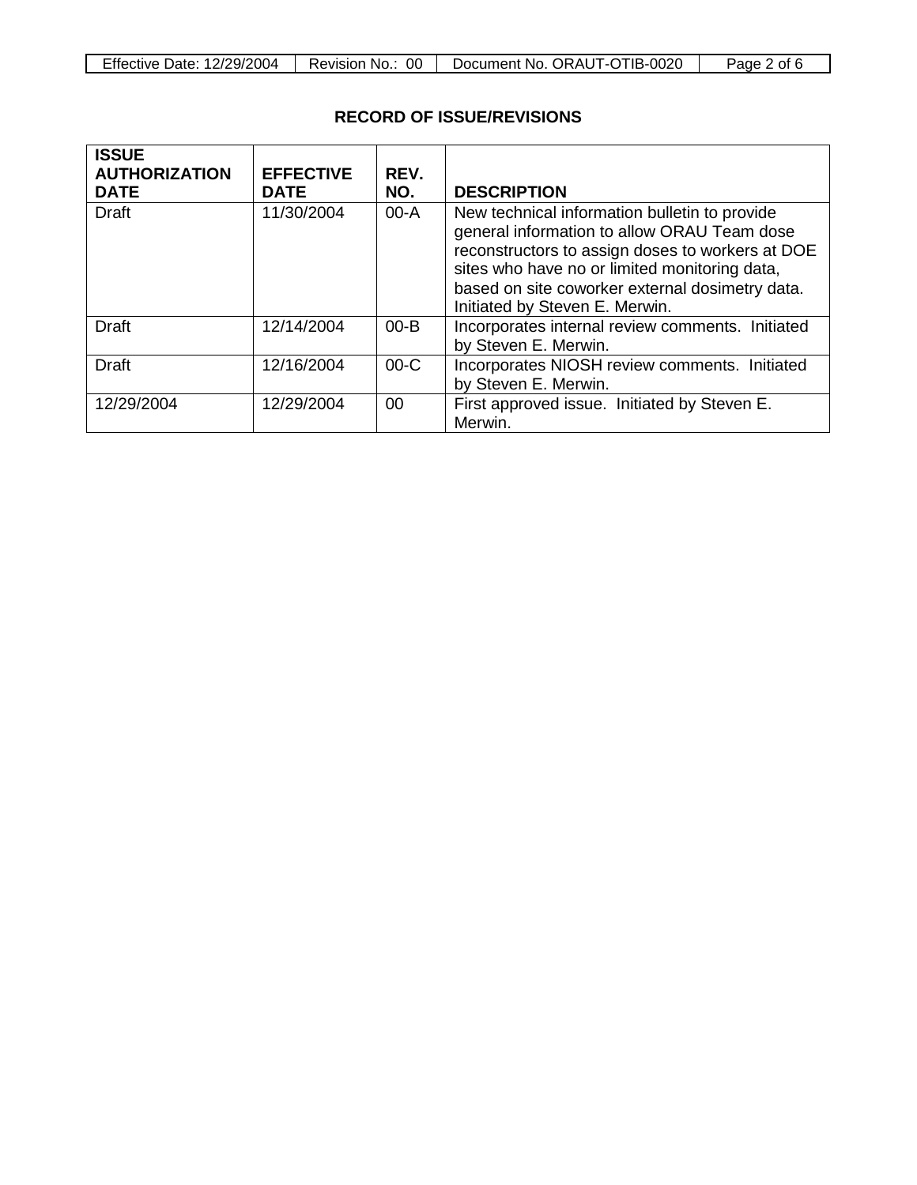**RECORD OF ISSUE/REVISIONS**

| ISSUE AUTHORIZATION DATE | EFFECTIVE DATE | REV. NO. | DESCRIPTION |
|---|---|---|---|
| Draft | 11/30/2004 | 00-A | New technical information bulletin to provide general information to allow ORAU Team dose reconstructors to assign doses to workers at DOE sites who have no or limited monitoring data, based on site coworker external dosimetry data. Initiated by Steven E. Merwin. |
| Draft | 12/14/2004 | 00-B | Incorporates internal review comments. Initiated by Steven E. Merwin. |
| Draft | 12/16/2004 | 00-C | Incorporates NIOSH review comments. Initiated by Steven E. Merwin. |
| 12/29/2004 | 12/29/2004 | 00 | First approved issue. Initiated by Steven E. Merwin. |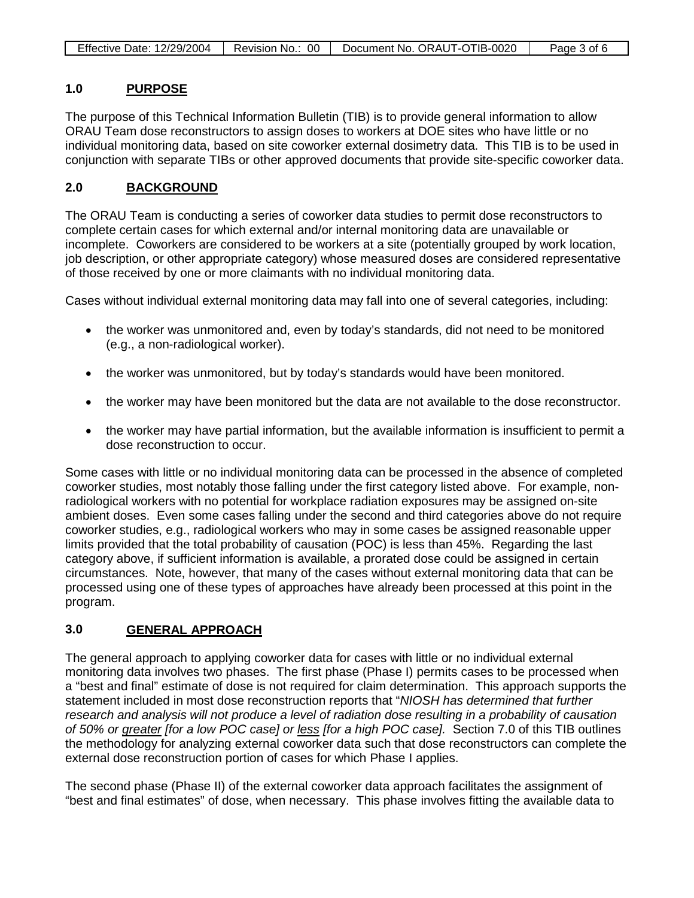## 1.0 PURPOSE

The purpose of this Technical Information Bulletin (TIB) is to provide general information to allow ORAU Team dose reconstructors to assign doses to workers at DOE sites who have little or no individual monitoring data, based on site coworker external dosimetry data. This TIB is to be used in conjunction with separate TIBs or other approved documents that provide site-specific coworker data.

## 2.0 BACKGROUND

The ORAU Team is conducting a series of coworker data studies to permit dose reconstructors to complete certain cases for which external and/or internal monitoring data are unavailable or incomplete. Coworkers are considered to be workers at a site (potentially grouped by work location, job description, or other appropriate category) whose measured doses are considered representative of those received by one or more claimants with no individual monitoring data.

Cases without individual external monitoring data may fall into one of several categories, including:

- the worker was unmonitored and, even by today's standards, did not need to be monitored (e.g., a non-radiological worker).
- the worker was unmonitored, but by today's standards would have been monitored.
- the worker may have been monitored but the data are not available to the dose reconstructor.
- the worker may have partial information, but the available information is insufficient to permit a dose reconstruction to occur.

Some cases with little or no individual monitoring data can be processed in the absence of completed coworker studies, most notably those falling under the first category listed above. For example, non-radiological workers with no potential for workplace radiation exposures may be assigned on-site ambient doses. Even some cases falling under the second and third categories above do not require coworker studies, e.g., radiological workers who may in some cases be assigned reasonable upper limits provided that the total probability of causation (POC) is less than 45%. Regarding the last category above, if sufficient information is available, a prorated dose could be assigned in certain circumstances. Note, however, that many of the cases without external monitoring data that can be processed using one of these types of approaches have already been processed at this point in the program.

## 3.0 GENERAL APPROACH

The general approach to applying coworker data for cases with little or no individual external monitoring data involves two phases. The first phase (Phase I) permits cases to be processed when a "best and final" estimate of dose is not required for claim determination. This approach supports the statement included in most dose reconstruction reports that "*NIOSH has determined that further research and analysis will not produce a level of radiation dose resulting in a probability of causation of 50% or greater [for a low POC case] or less [for a high POC case].* Section 7.0 of this TIB outlines the methodology for analyzing external coworker data such that dose reconstructors can complete the external dose reconstruction portion of cases for which Phase I applies.

The second phase (Phase II) of the external coworker data approach facilitates the assignment of "best and final estimates" of dose, when necessary. This phase involves fitting the available data to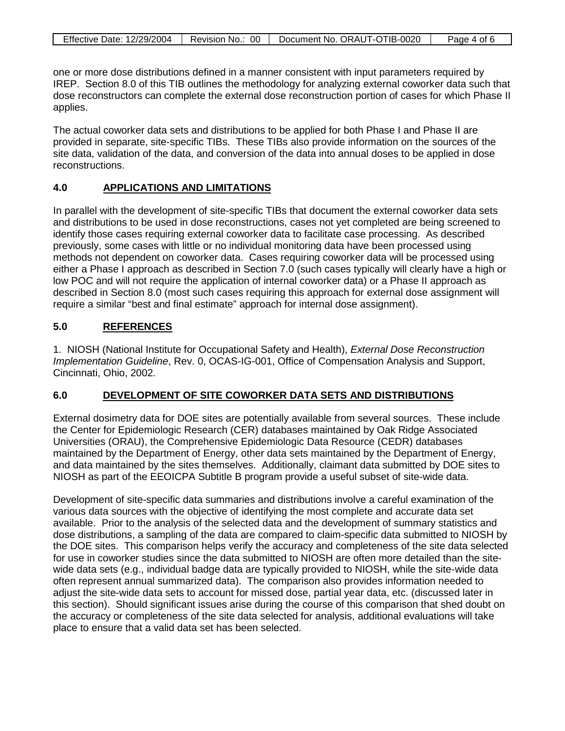one or more dose distributions defined in a manner consistent with input parameters required by IREP. Section 8.0 of this TIB outlines the methodology for analyzing external coworker data such that dose reconstructors can complete the external dose reconstruction portion of cases for which Phase II applies.

The actual coworker data sets and distributions to be applied for both Phase I and Phase II are provided in separate, site-specific TIBs. These TIBs also provide information on the sources of the site data, validation of the data, and conversion of the data into annual doses to be applied in dose reconstructions.

## 4.0 APPLICATIONS AND LIMITATIONS

In parallel with the development of site-specific TIBs that document the external coworker data sets and distributions to be used in dose reconstructions, cases not yet completed are being screened to identify those cases requiring external coworker data to facilitate case processing. As described previously, some cases with little or no individual monitoring data have been processed using methods not dependent on coworker data. Cases requiring coworker data will be processed using either a Phase I approach as described in Section 7.0 (such cases typically will clearly have a high or low POC and will not require the application of internal coworker data) or a Phase II approach as described in Section 8.0 (most such cases requiring this approach for external dose assignment will require a similar "best and final estimate" approach for internal dose assignment).

## 5.0 REFERENCES

1. NIOSH (National Institute for Occupational Safety and Health), *External Dose Reconstruction Implementation Guideline*, Rev. 0, OCAS-IG-001, Office of Compensation Analysis and Support, Cincinnati, Ohio, 2002.

## 6.0 DEVELOPMENT OF SITE COWORKER DATA SETS AND DISTRIBUTIONS

External dosimetry data for DOE sites are potentially available from several sources. These include the Center for Epidemiologic Research (CER) databases maintained by Oak Ridge Associated Universities (ORAU), the Comprehensive Epidemiologic Data Resource (CEDR) databases maintained by the Department of Energy, other data sets maintained by the Department of Energy, and data maintained by the sites themselves. Additionally, claimant data submitted by DOE sites to NIOSH as part of the EEOICPA Subtitle B program provide a useful subset of site-wide data.

Development of site-specific data summaries and distributions involve a careful examination of the various data sources with the objective of identifying the most complete and accurate data set available. Prior to the analysis of the selected data and the development of summary statistics and dose distributions, a sampling of the data are compared to claim-specific data submitted to NIOSH by the DOE sites. This comparison helps verify the accuracy and completeness of the site data selected for use in coworker studies since the data submitted to NIOSH are often more detailed than the site-wide data sets (e.g., individual badge data are typically provided to NIOSH, while the site-wide data often represent annual summarized data). The comparison also provides information needed to adjust the site-wide data sets to account for missed dose, partial year data, etc. (discussed later in this section). Should significant issues arise during the course of this comparison that shed doubt on the accuracy or completeness of the site data selected for analysis, additional evaluations will take place to ensure that a valid data set has been selected.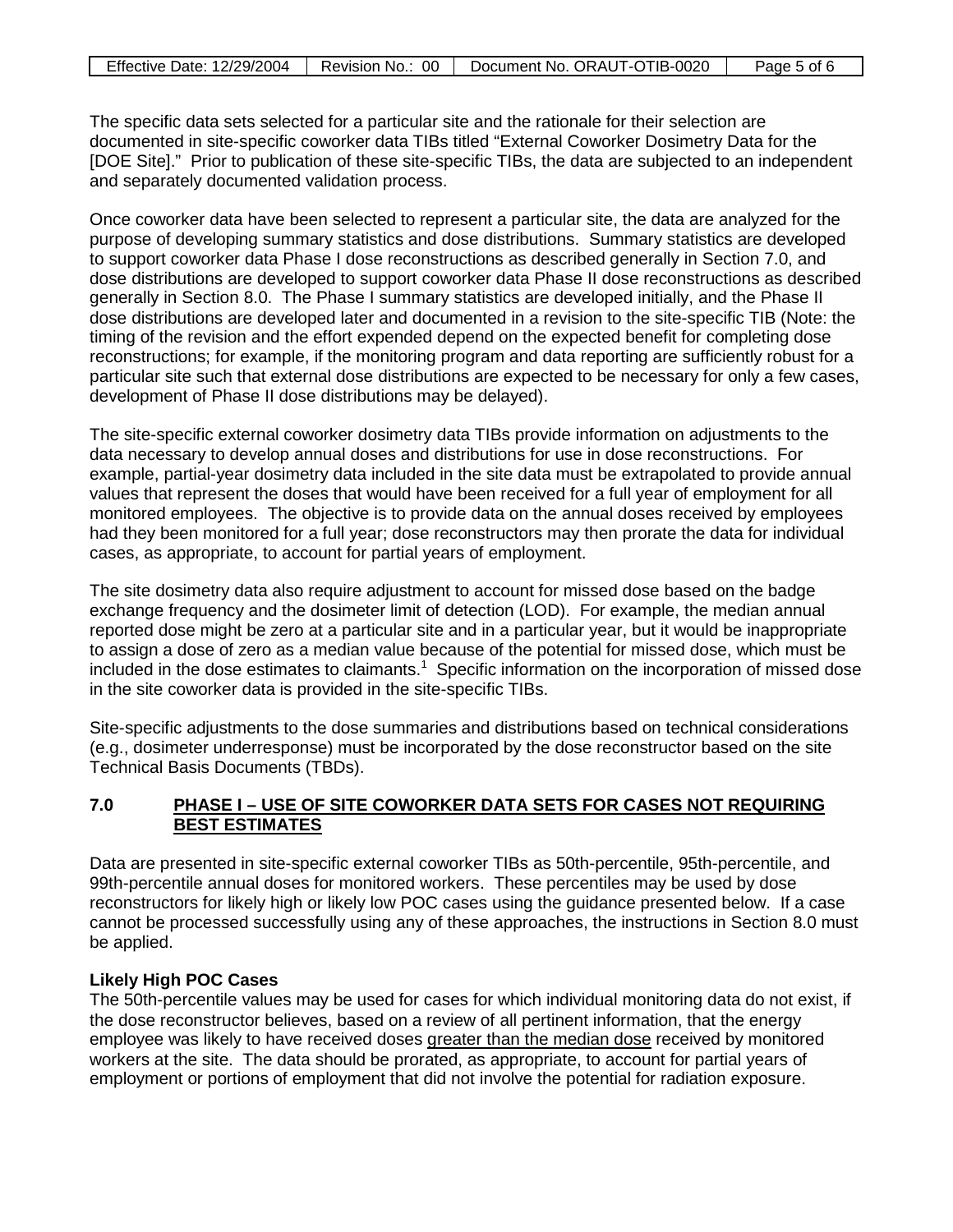The specific data sets selected for a particular site and the rationale for their selection are documented in site-specific coworker data TIBs titled “External Coworker Dosimetry Data for the [DOE Site].” Prior to publication of these site-specific TIBs, the data are subjected to an independent and separately documented validation process.

Once coworker data have been selected to represent a particular site, the data are analyzed for the purpose of developing summary statistics and dose distributions. Summary statistics are developed to support coworker data Phase I dose reconstructions as described generally in Section 7.0, and dose distributions are developed to support coworker data Phase II dose reconstructions as described generally in Section 8.0. The Phase I summary statistics are developed initially, and the Phase II dose distributions are developed later and documented in a revision to the site-specific TIB (Note: the timing of the revision and the effort expended depend on the expected benefit for completing dose reconstructions; for example, if the monitoring program and data reporting are sufficiently robust for a particular site such that external dose distributions are expected to be necessary for only a few cases, development of Phase II dose distributions may be delayed).

The site-specific external coworker dosimetry data TIBs provide information on adjustments to the data necessary to develop annual doses and distributions for use in dose reconstructions. For example, partial-year dosimetry data included in the site data must be extrapolated to provide annual values that represent the doses that would have been received for a full year of employment for all monitored employees. The objective is to provide data on the annual doses received by employees had they been monitored for a full year; dose reconstructors may then prorate the data for individual cases, as appropriate, to account for partial years of employment.

The site dosimetry data also require adjustment to account for missed dose based on the badge exchange frequency and the dosimeter limit of detection (LOD). For example, the median annual reported dose might be zero at a particular site and in a particular year, but it would be inappropriate to assign a dose of zero as a median value because of the potential for missed dose, which must be included in the dose estimates to claimants.[1] Specific information on the incorporation of missed dose in the site coworker data is provided in the site-specific TIBs.

Site-specific adjustments to the dose summaries and distributions based on technical considerations (e.g., dosimeter underresponse) must be incorporated by the dose reconstructor based on the site Technical Basis Documents (TBDs).

## 7.0 PHASE I – USE OF SITE COWORKER DATA SETS FOR CASES NOT REQUIRING BEST ESTIMATES

Data are presented in site-specific external coworker TIBs as 50th-percentile, 95th-percentile, and 99th-percentile annual doses for monitored workers. These percentiles may be used by dose reconstructors for likely high or likely low POC cases using the guidance presented below. If a case cannot be processed successfully using any of these approaches, the instructions in Section 8.0 must be applied.

**Likely High POC Cases**

The 50th-percentile values may be used for cases for which individual monitoring data do not exist, if the dose reconstructor believes, based on a review of all pertinent information, that the energy employee was likely to have received doses greater than the median dose received by monitored workers at the site. The data should be prorated, as appropriate, to account for partial years of employment or portions of employment that did not involve the potential for radiation exposure.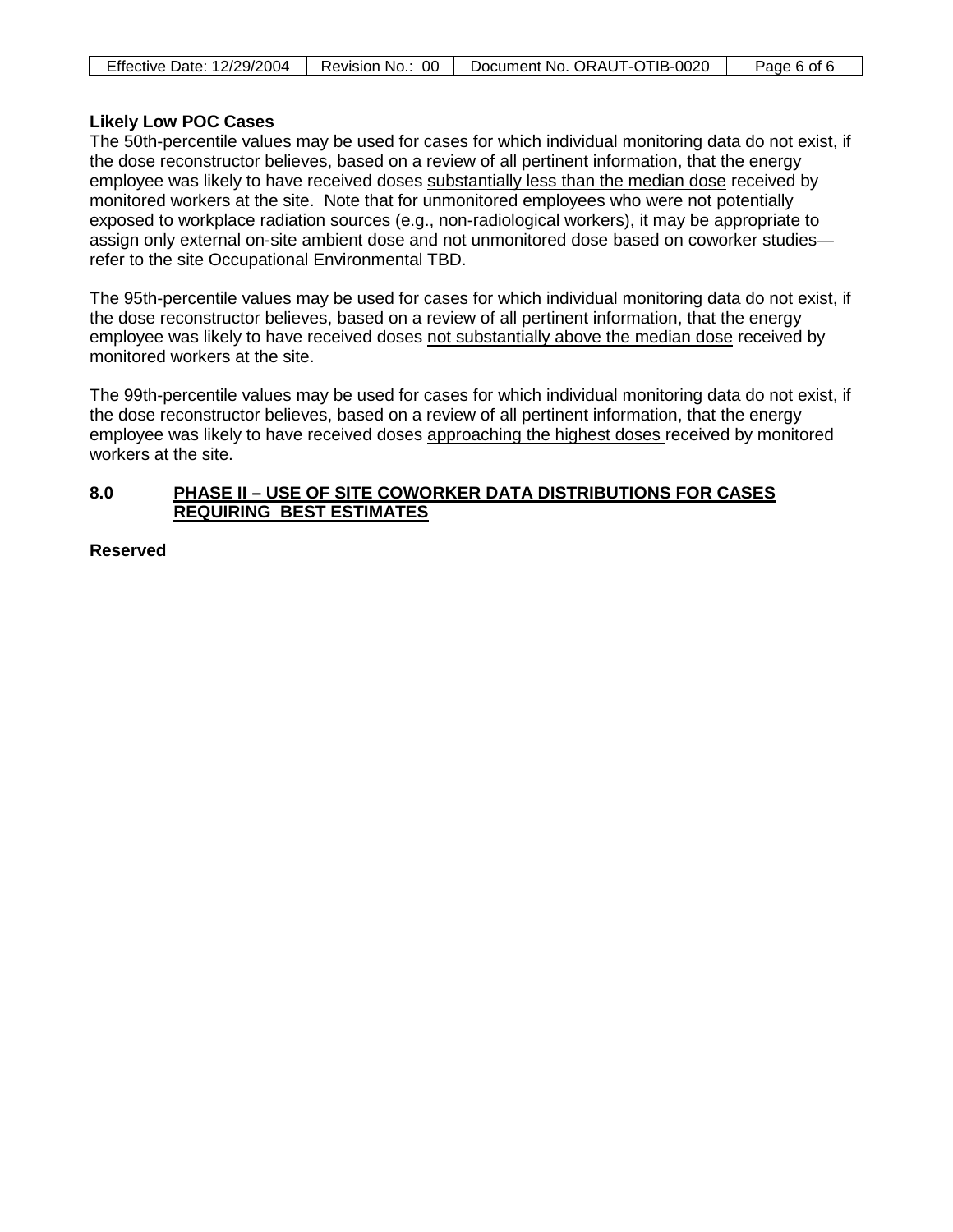**Likely Low POC Cases**

The 50th-percentile values may be used for cases for which individual monitoring data do not exist, if the dose reconstructor believes, based on a review of all pertinent information, that the energy employee was likely to have received doses substantially less than the median dose received by monitored workers at the site. Note that for unmonitored employees who were not potentially exposed to workplace radiation sources (e.g., non-radiological workers), it may be appropriate to assign only external on-site ambient dose and not unmonitored dose based on coworker studies—refer to the site Occupational Environmental TBD.

The 95th-percentile values may be used for cases for which individual monitoring data do not exist, if the dose reconstructor believes, based on a review of all pertinent information, that the energy employee was likely to have received doses not substantially above the median dose received by monitored workers at the site.

The 99th-percentile values may be used for cases for which individual monitoring data do not exist, if the dose reconstructor believes, based on a review of all pertinent information, that the energy employee was likely to have received doses approaching the highest doses received by monitored workers at the site.

## 8.0 PHASE II – USE OF SITE COWORKER DATA DISTRIBUTIONS FOR CASES REQUIRING BEST ESTIMATES

**Reserved**